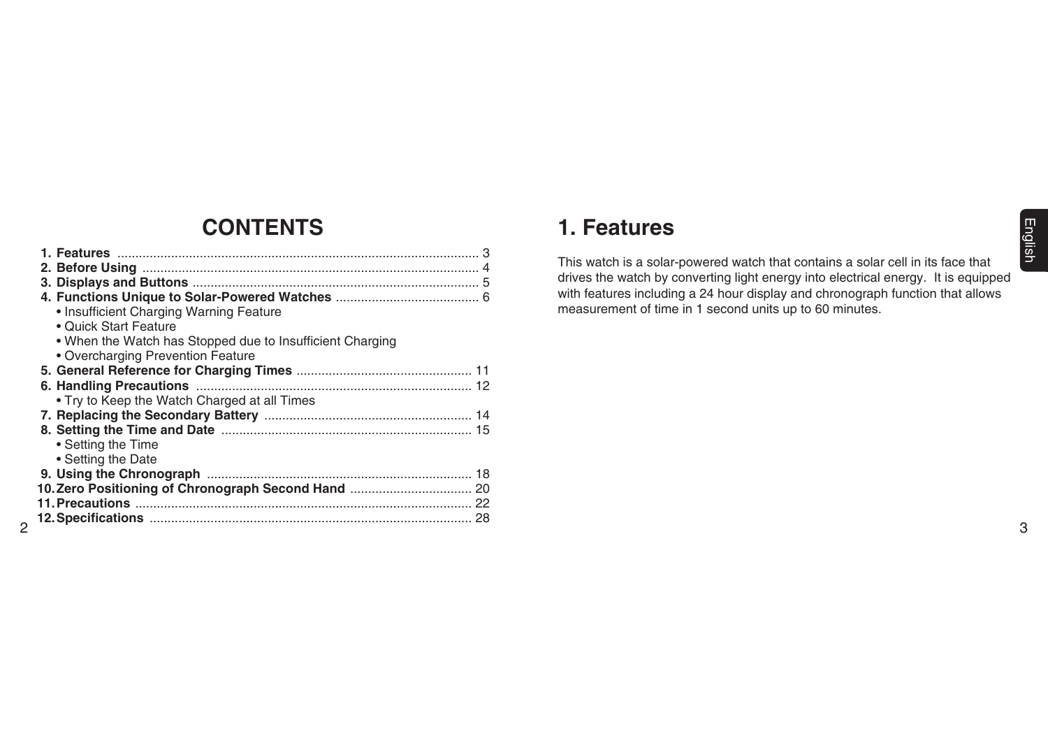# CONTENTS

1. **Features** .................................................................................................... 3
2. **Before Using** ............................................................................................ 4
3. **Displays and Buttons** ............................................................................... 5
4. **Functions Unique to Solar-Powered Watches** ........................................ 6
   - Insufficient Charging Warning Feature
   - Quick Start Feature
   - When the Watch has Stopped due to Insufficient Charging
   - Overcharging Prevention Feature
5. **General Reference for Charging Times** ................................................. 11
6. **Handling Precautions** ............................................................................ 12
   - Try to Keep the Watch Charged at all Times
7. **Replacing the Secondary Battery** .......................................................... 14
8. **Setting the Time and Date** ..................................................................... 15
   - Setting the Time
   - Setting the Date
9. **Using the Chronograph** .......................................................................... 18
10. **Zero Positioning of Chronograph Second Hand** .................................. 20
11. **Precautions** ............................................................................................ 22
12. **Specifications** ......................................................................................... 28

# 1. Features

This watch is a solar-powered watch that contains a solar cell in its face that drives the watch by converting light energy into electrical energy. It is equipped with features including a 24 hour display and chronograph function that allows measurement of time in 1 second units up to 60 minutes.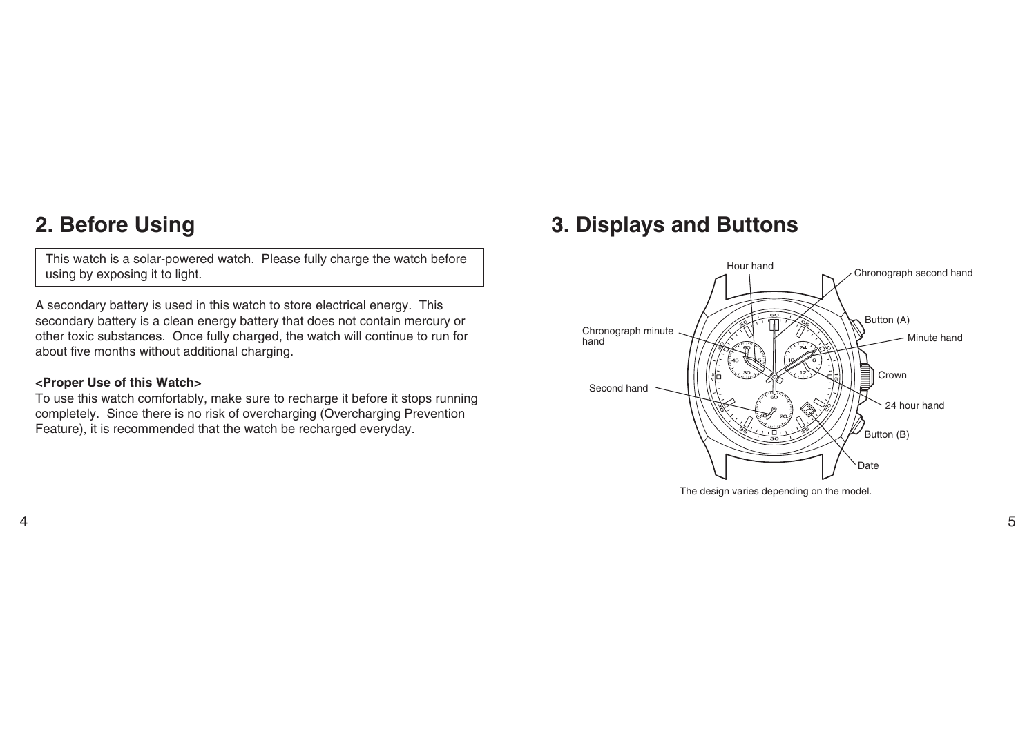## 2. Before Using

> This watch is a solar-powered watch. Please fully charge the watch before using by exposing it to light.

A secondary battery is used in this watch to store electrical energy. This secondary battery is a clean energy battery that does not contain mercury or other toxic substances. Once fully charged, the watch will continue to run for about five months without additional charging.

**<Proper Use of this Watch>**

To use this watch comfortably, make sure to recharge it before it stops running completely. Since there is no risk of overcharging (Overcharging Prevention Feature), it is recommended that the watch be recharged everyday.

## 3. Displays and Buttons

Hour hand

Chronograph second hand

Button (A)

Chronograph minute hand

Minute hand

Crown

Second hand

24 hour hand

Button (B)

Date

The design varies depending on the model.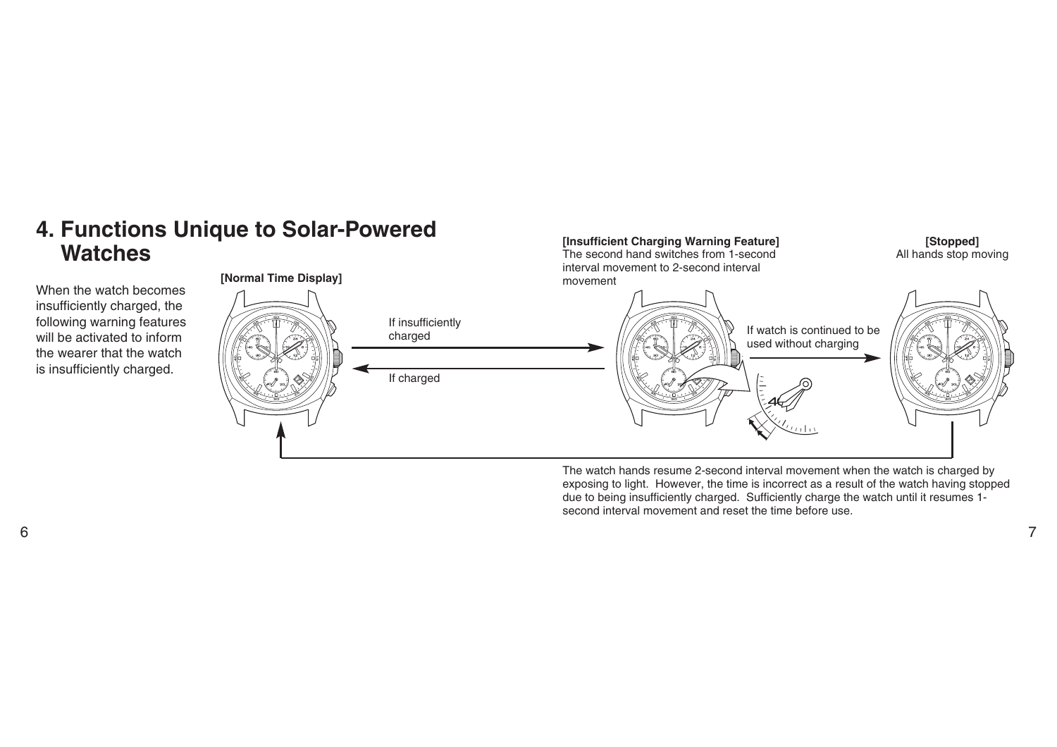## 4. Functions Unique to Solar-Powered Watches

When the watch becomes insufficiently charged, the following warning features will be activated to inform the wearer that the watch is insufficiently charged.

**[Normal Time Display]**

If insufficiently charged

If charged

**[Insufficient Charging Warning Feature]**
The second hand switches from 1-second interval movement to 2-second interval movement

If watch is continued to be used without charging

**[Stopped]**
All hands stop moving

The watch hands resume 2-second interval movement when the watch is charged by exposing to light. However, the time is incorrect as a result of the watch having stopped due to being insufficiently charged. Sufficiently charge the watch until it resumes 1-second interval movement and reset the time before use.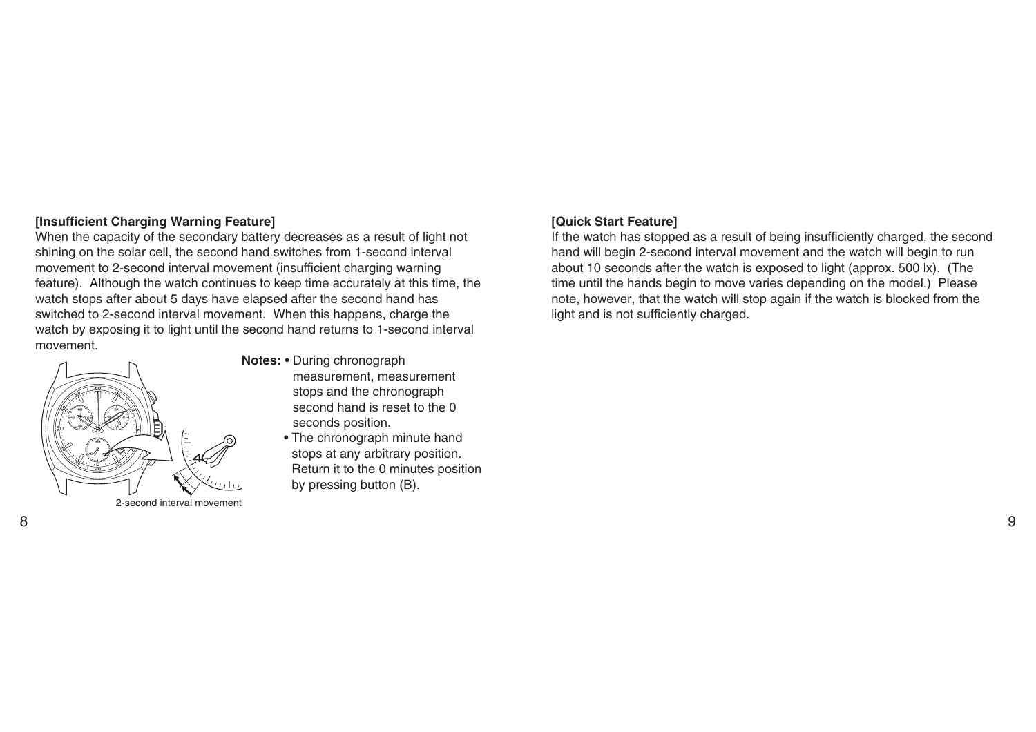**[Insufficient Charging Warning Feature]**

When the capacity of the secondary battery decreases as a result of light not shining on the solar cell, the second hand switches from 1-second interval movement to 2-second interval movement (insufficient charging warning feature). Although the watch continues to keep time accurately at this time, the watch stops after about 5 days have elapsed after the second hand has switched to 2-second interval movement. When this happens, charge the watch by exposing it to light until the second hand returns to 1-second interval movement.

2-second interval movement

**Notes:**
- During chronograph measurement, measurement stops and the chronograph second hand is reset to the 0 seconds position.
- The chronograph minute hand stops at any arbitrary position. Return it to the 0 minutes position by pressing button (B).

**[Quick Start Feature]**

If the watch has stopped as a result of being insufficiently charged, the second hand will begin 2-second interval movement and the watch will begin to run about 10 seconds after the watch is exposed to light (approx. 500 lx). (The time until the hands begin to move varies depending on the model.) Please note, however, that the watch will stop again if the watch is blocked from the light and is not sufficiently charged.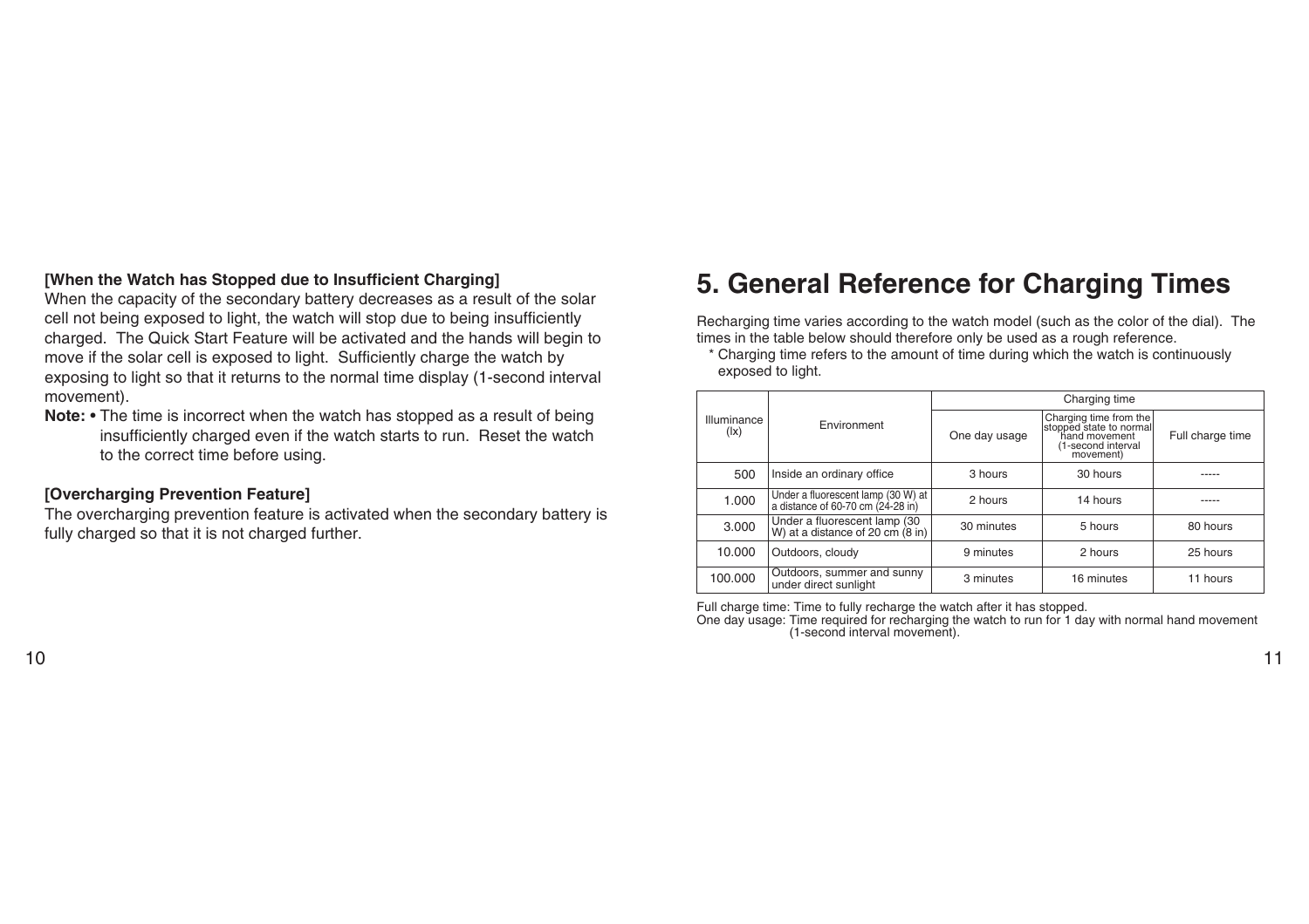**[When the Watch has Stopped due to Insufficient Charging]**

When the capacity of the secondary battery decreases as a result of the solar cell not being exposed to light, the watch will stop due to being insufficiently charged. The Quick Start Feature will be activated and the hands will begin to move if the solar cell is exposed to light. Sufficiently charge the watch by exposing to light so that it returns to the normal time display (1-second interval movement).

**Note:** • The time is incorrect when the watch has stopped as a result of being insufficiently charged even if the watch starts to run. Reset the watch to the correct time before using.

**[Overcharging Prevention Feature]**

The overcharging prevention feature is activated when the secondary battery is fully charged so that it is not charged further.

# 5. General Reference for Charging Times

Recharging time varies according to the watch model (such as the color of the dial). The times in the table below should therefore only be used as a rough reference.

* Charging time refers to the amount of time during which the watch is continuously exposed to light.

| Illuminance (lx) | Environment | Charging time | | |
|---|---|---|---|---|
| | | One day usage | Charging time from the stopped state to normal hand movement (1-second interval movement) | Full charge time |
| 500 | Inside an ordinary office | 3 hours | 30 hours | ----- |
| 1.000 | Under a fluorescent lamp (30 W) at a distance of 60-70 cm (24-28 in) | 2 hours | 14 hours | ----- |
| 3.000 | Under a fluorescent lamp (30 W) at a distance of 20 cm (8 in) | 30 minutes | 5 hours | 80 hours |
| 10.000 | Outdoors, cloudy | 9 minutes | 2 hours | 25 hours |
| 100.000 | Outdoors, summer and sunny under direct sunlight | 3 minutes | 16 minutes | 11 hours |

Full charge time: Time to fully recharge the watch after it has stopped.
One day usage: Time required for recharging the watch to run for 1 day with normal hand movement (1-second interval movement).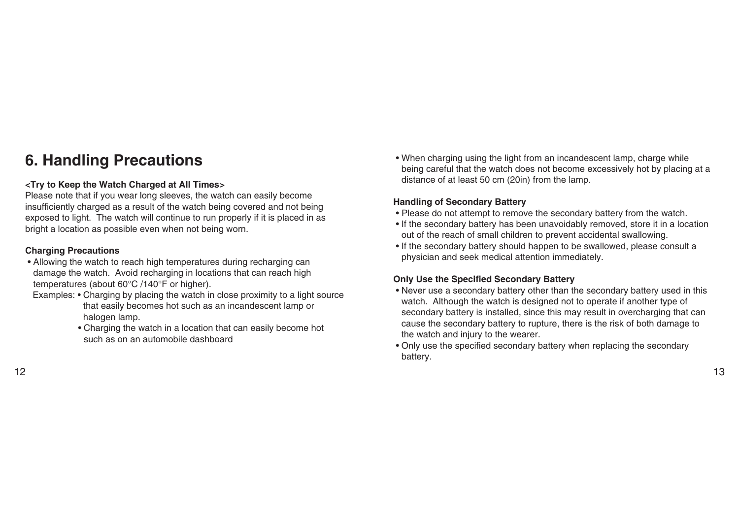# 6. Handling Precautions

**<Try to Keep the Watch Charged at All Times>**

Please note that if you wear long sleeves, the watch can easily become insufficiently charged as a result of the watch being covered and not being exposed to light. The watch will continue to run properly if it is placed in as bright a location as possible even when not being worn.

**Charging Precautions**

- Allowing the watch to reach high temperatures during recharging can damage the watch. Avoid recharging in locations that can reach high temperatures (about 60°C /140°F or higher).

  Examples:
  - Charging by placing the watch in close proximity to a light source that easily becomes hot such as an incandescent lamp or halogen lamp.
  - Charging the watch in a location that can easily become hot such as on an automobile dashboard
- When charging using the light from an incandescent lamp, charge while being careful that the watch does not become excessively hot by placing at a distance of at least 50 cm (20in) from the lamp.

**Handling of Secondary Battery**

- Please do not attempt to remove the secondary battery from the watch.
- If the secondary battery has been unavoidably removed, store it in a location out of the reach of small children to prevent accidental swallowing.
- If the secondary battery should happen to be swallowed, please consult a physician and seek medical attention immediately.

**Only Use the Specified Secondary Battery**

- Never use a secondary battery other than the secondary battery used in this watch. Although the watch is designed not to operate if another type of secondary battery is installed, since this may result in overcharging that can cause the secondary battery to rupture, there is the risk of both damage to the watch and injury to the wearer.
- Only use the specified secondary battery when replacing the secondary battery.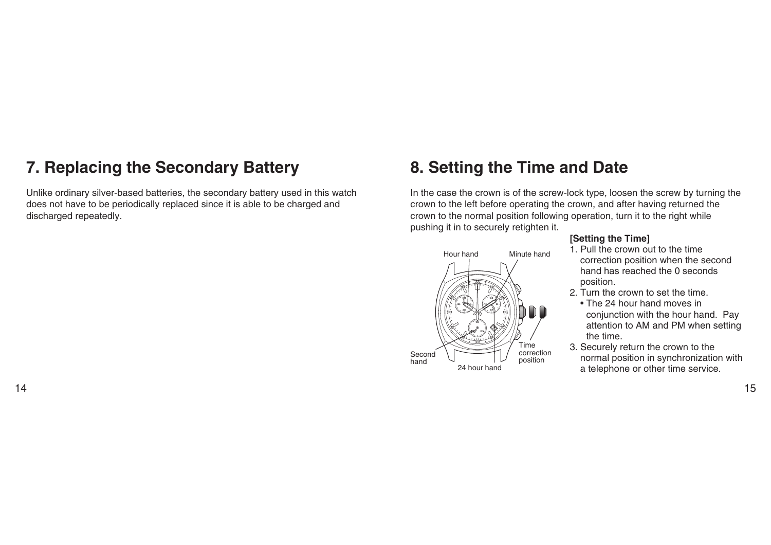## 7. Replacing the Secondary Battery

Unlike ordinary silver-based batteries, the secondary battery used in this watch does not have to be periodically replaced since it is able to be charged and discharged repeatedly.

## 8. Setting the Time and Date

In the case the crown is of the screw-lock type, loosen the screw by turning the crown to the left before operating the crown, and after having returned the crown to the normal position following operation, turn it to the right while pushing it in to securely retighten it.

Hour hand
Minute hand
Second hand
24 hour hand
Time correction position

**[Setting the Time]**

1. Pull the crown out to the time correction position when the second hand has reached the 0 seconds position.
2. Turn the crown to set the time.
   - The 24 hour hand moves in conjunction with the hour hand. Pay attention to AM and PM when setting the time.
3. Securely return the crown to the normal position in synchronization with a telephone or other time service.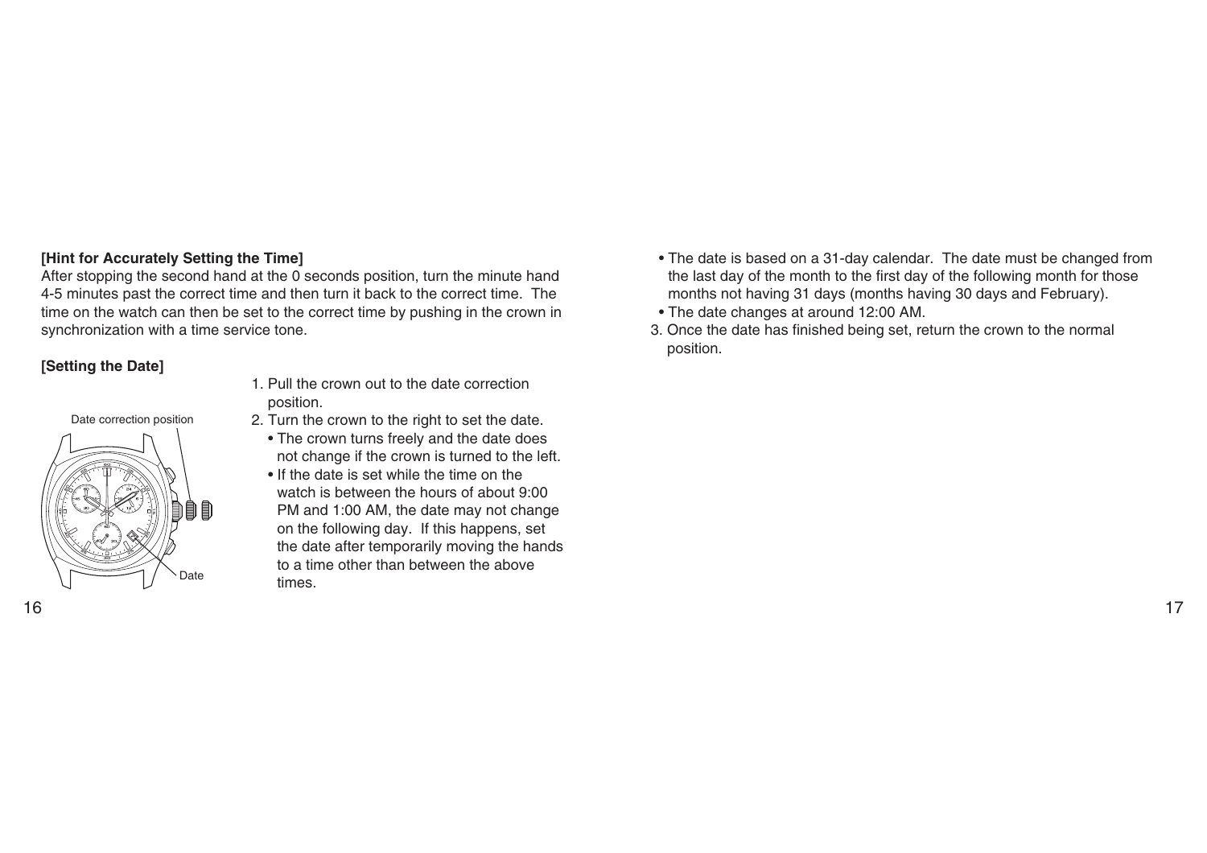**[Hint for Accurately Setting the Time]**

After stopping the second hand at the 0 seconds position, turn the minute hand 4-5 minutes past the correct time and then turn it back to the correct time. The time on the watch can then be set to the correct time by pushing in the crown in synchronization with a time service tone.

**[Setting the Date]**

Date correction position

Date

1. Pull the crown out to the date correction position.
2. Turn the crown to the right to set the date.
   - The crown turns freely and the date does not change if the crown is turned to the left.
   - If the date is set while the time on the watch is between the hours of about 9:00 PM and 1:00 AM, the date may not change on the following day. If this happens, set the date after temporarily moving the hands to a time other than between the above times.
   - The date is based on a 31-day calendar. The date must be changed from the last day of the month to the first day of the following month for those months not having 31 days (months having 30 days and February).
   - The date changes at around 12:00 AM.
3. Once the date has finished being set, return the crown to the normal position.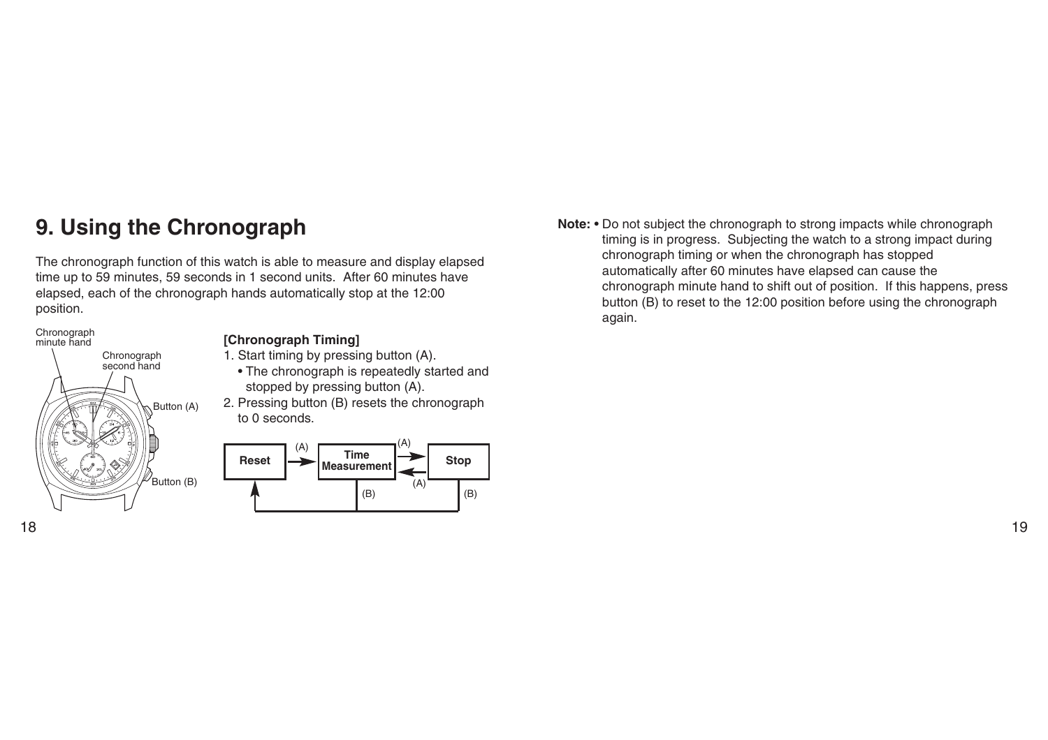# 9. Using the Chronograph

The chronograph function of this watch is able to measure and display elapsed time up to 59 minutes, 59 seconds in 1 second units. After 60 minutes have elapsed, each of the chronograph hands automatically stop at the 12:00 position.

Chronograph minute hand

Chronograph second hand

Button (A)

Button (B)

**[Chronograph Timing]**

1. Start timing by pressing button (A).
   - The chronograph is repeatedly started and stopped by pressing button (A).
2. Pressing button (B) resets the chronograph to 0 seconds.

Reset —(A)→ Time Measurement —(A)→ Stop

Stop —(A)→ Time Measurement

Time Measurement —(B)→ Reset

Stop —(B)→ Reset

**Note:** • Do not subject the chronograph to strong impacts while chronograph timing is in progress. Subjecting the watch to a strong impact during chronograph timing or when the chronograph has stopped automatically after 60 minutes have elapsed can cause the chronograph minute hand to shift out of position. If this happens, press button (B) to reset to the 12:00 position before using the chronograph again.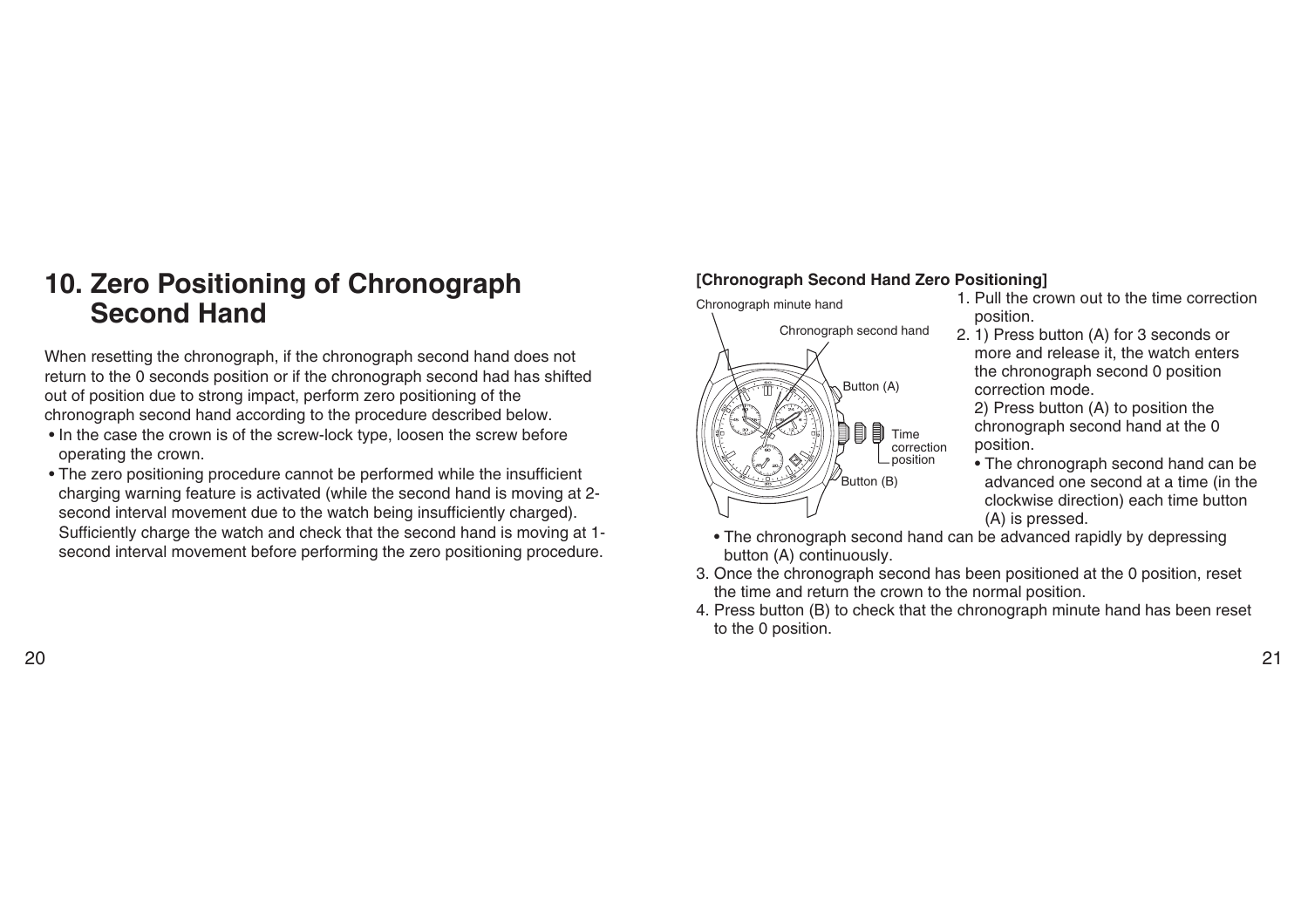# 10. Zero Positioning of Chronograph Second Hand

When resetting the chronograph, if the chronograph second hand does not return to the 0 seconds position or if the chronograph second had has shifted out of position due to strong impact, perform zero positioning of the chronograph second hand according to the procedure described below.

- In the case the crown is of the screw-lock type, loosen the screw before operating the crown.
- The zero positioning procedure cannot be performed while the insufficient charging warning feature is activated (while the second hand is moving at 2-second interval movement due to the watch being insufficiently charged). Sufficiently charge the watch and check that the second hand is moving at 1-second interval movement before performing the zero positioning procedure.

**[Chronograph Second Hand Zero Positioning]**

Chronograph minute hand

Chronograph second hand

Button (A)

Time correction position

Button (B)

1. Pull the crown out to the time correction position.
2. 1) Press button (A) for 3 seconds or more and release it, the watch enters the chronograph second 0 position correction mode.
   2) Press button (A) to position the chronograph second hand at the 0 position.
   - The chronograph second hand can be advanced one second at a time (in the clockwise direction) each time button (A) is pressed.
   - The chronograph second hand can be advanced rapidly by depressing button (A) continuously.
3. Once the chronograph second has been positioned at the 0 position, reset the time and return the crown to the normal position.
4. Press button (B) to check that the chronograph minute hand has been reset to the 0 position.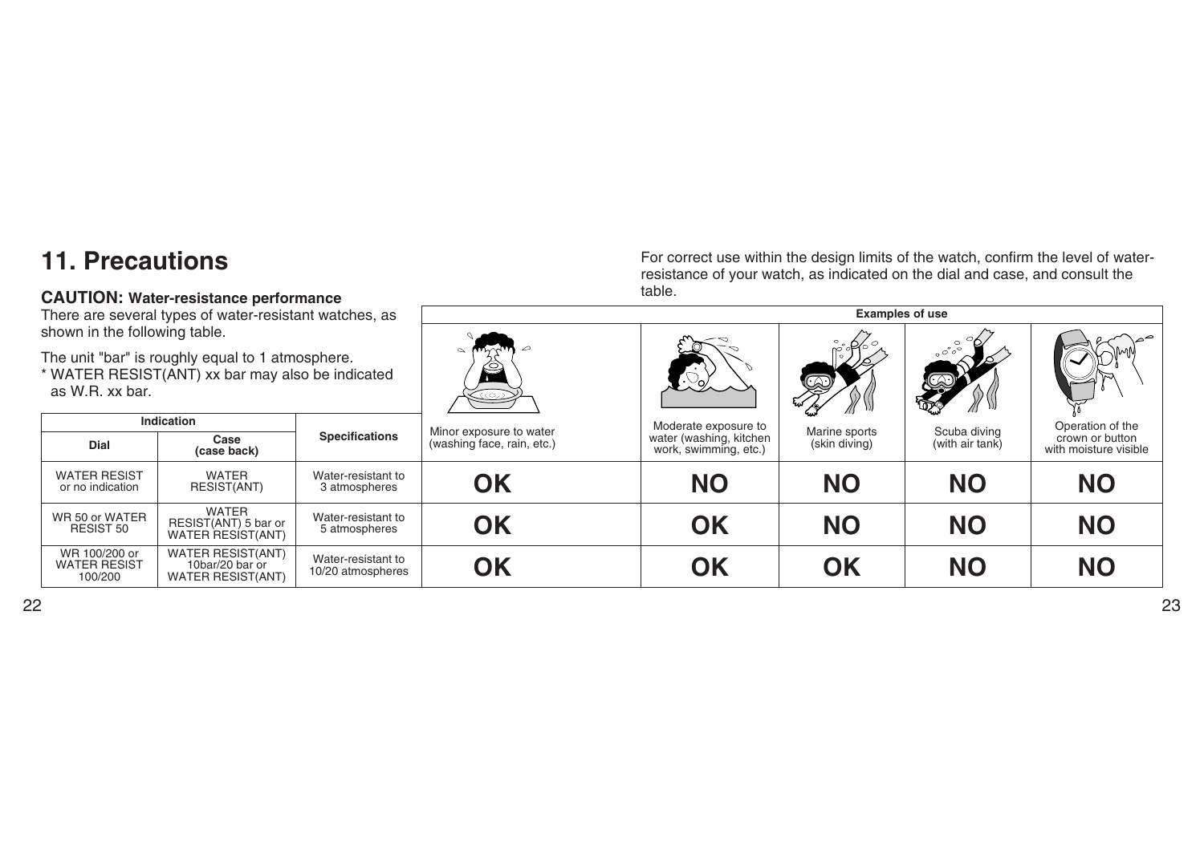# 11. Precautions

**CAUTION: Water-resistance performance**

There are several types of water-resistant watches, as shown in the following table.

The unit "bar" is roughly equal to 1 atmosphere.

* WATER RESIST(ANT) xx bar may also be indicated as W.R. xx bar.

For correct use within the design limits of the watch, confirm the level of water-resistance of your watch, as indicated on the dial and case, and consult the table.

| Indication | | Specifications | Examples of use | | | | |
|---|---|---|---|---|---|---|---|
| Dial | Case (case back) | | Minor exposure to water (washing face, rain, etc.) | Moderate exposure to water (washing, kitchen work, swimming, etc.) | Marine sports (skin diving) | Scuba diving (with air tank) | Operation of the crown or button with moisture visible |
| WATER RESIST or no indication | WATER RESIST(ANT) | Water-resistant to 3 atmospheres | **OK** | **NO** | **NO** | **NO** | **NO** |
| WR 50 or WATER RESIST 50 | WATER RESIST(ANT) 5 bar or WATER RESIST(ANT) | Water-resistant to 5 atmospheres | **OK** | **OK** | **NO** | **NO** | **NO** |
| WR 100/200 or WATER RESIST 100/200 | WATER RESIST(ANT) 10bar/20 bar or WATER RESIST(ANT) | Water-resistant to 10/20 atmospheres | **OK** | **OK** | **OK** | **NO** | **NO** |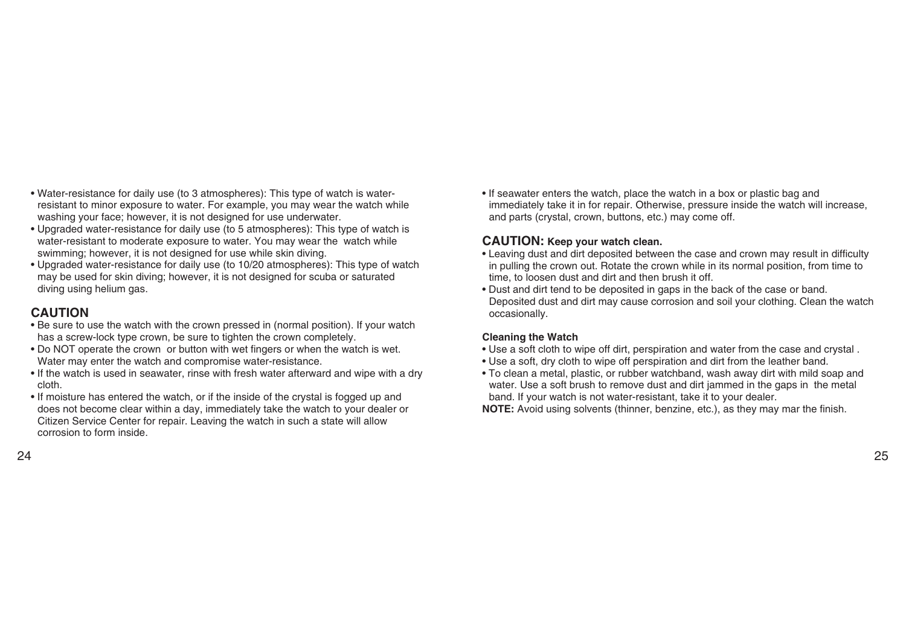- Water-resistance for daily use (to 3 atmospheres): This type of watch is water-resistant to minor exposure to water. For example, you may wear the watch while washing your face; however, it is not designed for use underwater.
- Upgraded water-resistance for daily use (to 5 atmospheres): This type of watch is water-resistant to moderate exposure to water. You may wear the watch while swimming; however, it is not designed for use while skin diving.
- Upgraded water-resistance for daily use (to 10/20 atmospheres): This type of watch may be used for skin diving; however, it is not designed for scuba or saturated diving using helium gas.

## CAUTION

- Be sure to use the watch with the crown pressed in (normal position). If your watch has a screw-lock type crown, be sure to tighten the crown completely.
- Do NOT operate the crown or button with wet fingers or when the watch is wet. Water may enter the watch and compromise water-resistance.
- If the watch is used in seawater, rinse with fresh water afterward and wipe with a dry cloth.
- If moisture has entered the watch, or if the inside of the crystal is fogged up and does not become clear within a day, immediately take the watch to your dealer or Citizen Service Center for repair. Leaving the watch in such a state will allow corrosion to form inside.
- If seawater enters the watch, place the watch in a box or plastic bag and immediately take it in for repair. Otherwise, pressure inside the watch will increase, and parts (crystal, crown, buttons, etc.) may come off.

## CAUTION: Keep your watch clean.

- Leaving dust and dirt deposited between the case and crown may result in difficulty in pulling the crown out. Rotate the crown while in its normal position, from time to time, to loosen dust and dirt and then brush it off.
- Dust and dirt tend to be deposited in gaps in the back of the case or band. Deposited dust and dirt may cause corrosion and soil your clothing. Clean the watch occasionally.

**Cleaning the Watch**

- Use a soft cloth to wipe off dirt, perspiration and water from the case and crystal .
- Use a soft, dry cloth to wipe off perspiration and dirt from the leather band.
- To clean a metal, plastic, or rubber watchband, wash away dirt with mild soap and water. Use a soft brush to remove dust and dirt jammed in the gaps in the metal band. If your watch is not water-resistant, take it to your dealer.

**NOTE:** Avoid using solvents (thinner, benzine, etc.), as they may mar the finish.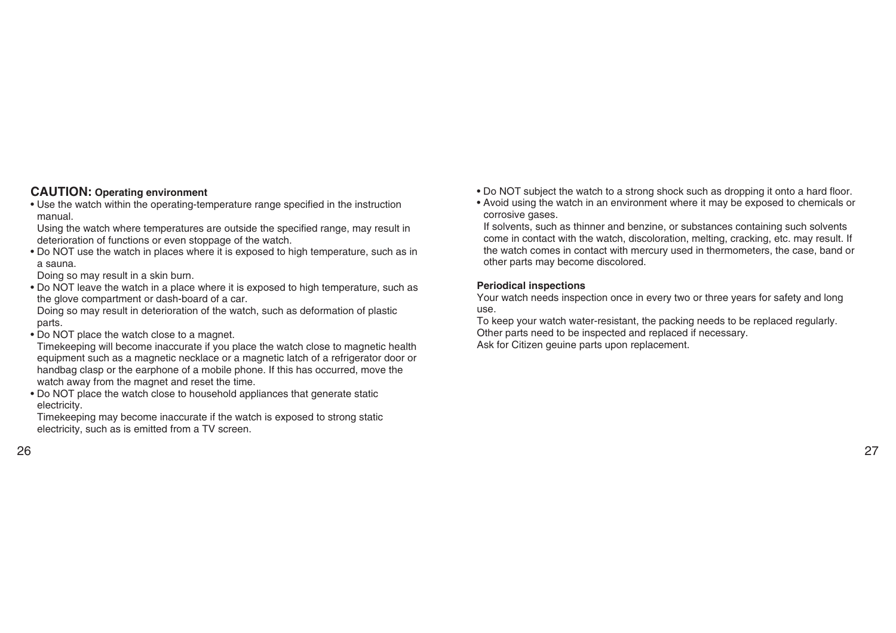**CAUTION:** **Operating environment**

- Use the watch within the operating-temperature range specified in the instruction manual.
  Using the watch where temperatures are outside the specified range, may result in deterioration of functions or even stoppage of the watch.
- Do NOT use the watch in places where it is exposed to high temperature, such as in a sauna.
  Doing so may result in a skin burn.
- Do NOT leave the watch in a place where it is exposed to high temperature, such as the glove compartment or dash-board of a car.
  Doing so may result in deterioration of the watch, such as deformation of plastic parts.
- Do NOT place the watch close to a magnet.
  Timekeeping will become inaccurate if you place the watch close to magnetic health equipment such as a magnetic necklace or a magnetic latch of a refrigerator door or handbag clasp or the earphone of a mobile phone. If this has occurred, move the watch away from the magnet and reset the time.
- Do NOT place the watch close to household appliances that generate static electricity.
  Timekeeping may become inaccurate if the watch is exposed to strong static electricity, such as is emitted from a TV screen.
- Do NOT subject the watch to a strong shock such as dropping it onto a hard floor.
- Avoid using the watch in an environment where it may be exposed to chemicals or corrosive gases.
  If solvents, such as thinner and benzine, or substances containing such solvents come in contact with the watch, discoloration, melting, cracking, etc. may result. If the watch comes in contact with mercury used in thermometers, the case, band or other parts may become discolored.

**Periodical inspections**

Your watch needs inspection once in every two or three years for safety and long use.
To keep your watch water-resistant, the packing needs to be replaced regularly.
Other parts need to be inspected and replaced if necessary.
Ask for Citizen geuine parts upon replacement.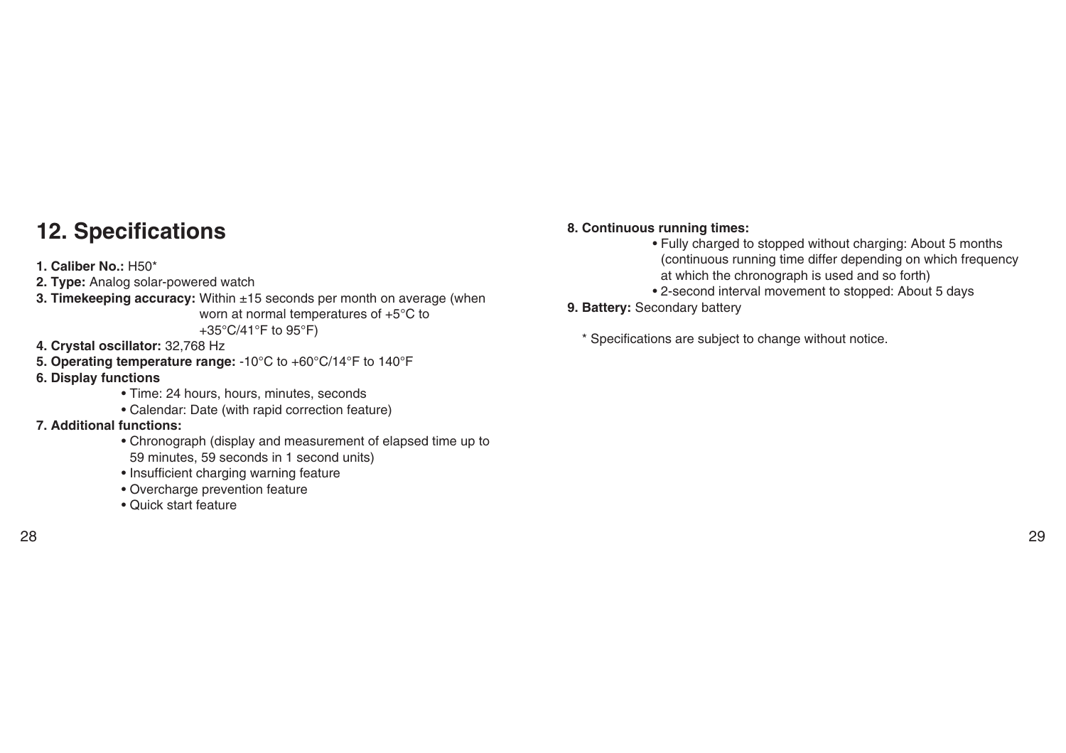## 12. Specifications

**1. Caliber No.:** H50*

**2. Type:** Analog solar-powered watch

**3. Timekeeping accuracy:** Within ±15 seconds per month on average (when worn at normal temperatures of +5°C to +35°C/41°F to 95°F)

**4. Crystal oscillator:** 32,768 Hz

**5. Operating temperature range:** -10°C to +60°C/14°F to 140°F

**6. Display functions**

- Time: 24 hours, hours, minutes, seconds
- Calendar: Date (with rapid correction feature)

**7. Additional functions:**

- Chronograph (display and measurement of elapsed time up to 59 minutes, 59 seconds in 1 second units)
- Insufficient charging warning feature
- Overcharge prevention feature
- Quick start feature

**8. Continuous running times:**

- Fully charged to stopped without charging: About 5 months (continuous running time differ depending on which frequency at which the chronograph is used and so forth)
- 2-second interval movement to stopped: About 5 days

**9. Battery:** Secondary battery

\* Specifications are subject to change without notice.